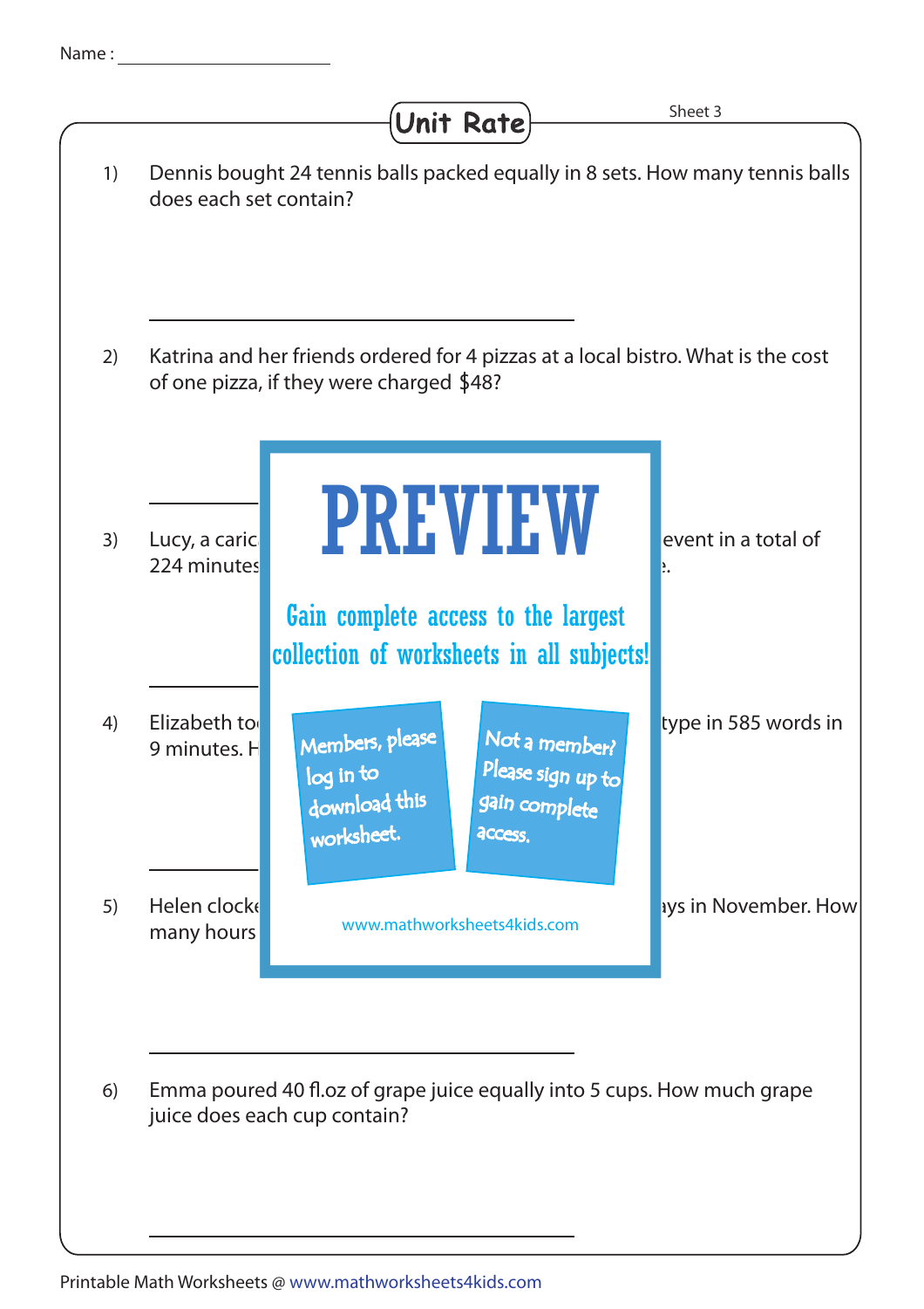Name : ____________________

# Unit Rate

Sheet 3

1) Dennis bought 24 tennis balls packed equally in 8 sets. How many tennis balls does each set contain?

_______________________________

2) Katrina and her friends ordered for 4 pizzas at a local bistro. What is the cost of one pizza, if they were charged $48?

_______________________________

3) Lucy, a caric... event in a total of 224 minutes... .

_______________________________

4) Elizabeth to... type in 585 words in 9 minutes. H...

_______________________________

5) Helen clocke... ys in November. How many hours...

_______________________________

6) Emma poured 40 fl.oz of grape juice equally into 5 cups. How much grape juice does each cup contain?

_______________________________

PREVIEW

Gain complete access to the largest collection of worksheets in all subjects!

Members, please log in to download this worksheet.

Not a member? Please sign up to gain complete access.

www.mathworksheets4kids.com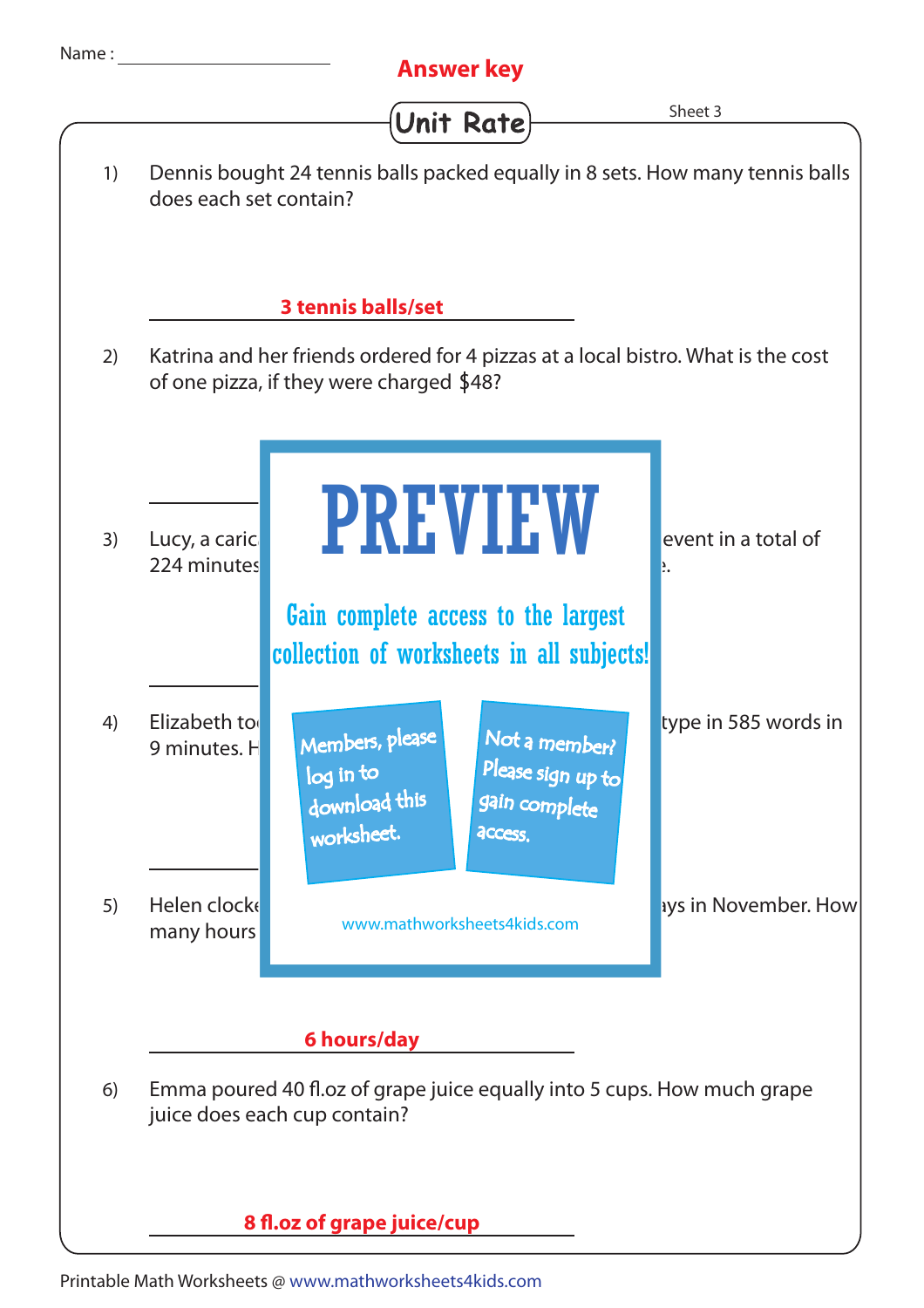Name : ____________________

**Answer key**

# Unit Rate

Sheet 3

1) Dennis bought 24 tennis balls packed equally in 8 sets. How many tennis balls does each set contain?

**3 tennis balls/set**

2) Katrina and her friends ordered for 4 pizzas at a local bistro. What is the cost of one pizza, if they were charged $48?

3) Lucy, a caric ... event in a total of 224 minutes ... .

4) Elizabeth to ... type in 585 words in 9 minutes. H

5) Helen clocke ... ays in November. How many hours

**PREVIEW**

Gain complete access to the largest collection of worksheets in all subjects!

Members, please log in to download this worksheet.

Not a member? Please sign up to gain complete access.

www.mathworksheets4kids.com

**6 hours/day**

6) Emma poured 40 fl.oz of grape juice equally into 5 cups. How much grape juice does each cup contain?

**8 fl.oz of grape juice/cup**

Printable Math Worksheets @ www.mathworksheets4kids.com